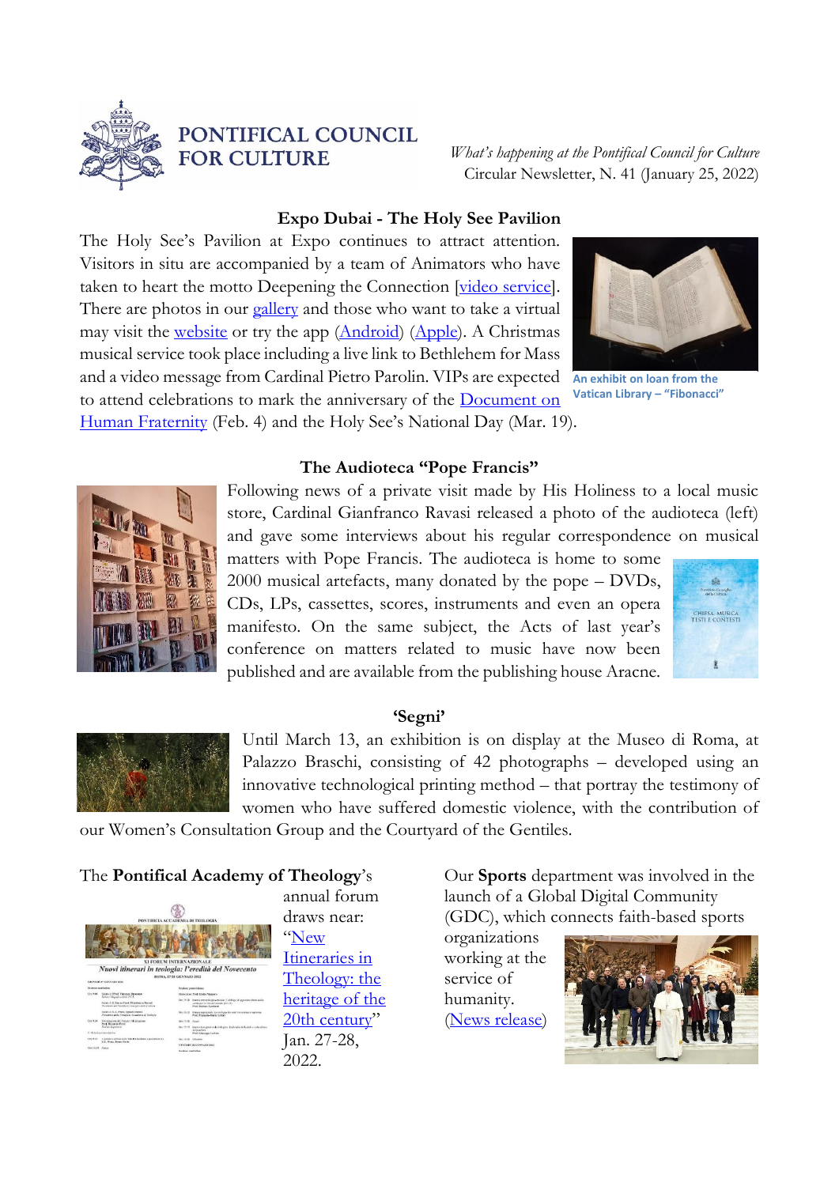# PONTIFICAL COUNCIL FOR CULTURE

*What's happening at the Pontifical Council for Culture*
Circular Newsletter, N. 41 (January 25, 2022)

## Expo Dubai - The Holy See Pavilion

The Holy See's Pavilion at Expo continues to attract attention. Visitors in situ are accompanied by a team of Animators who have taken to heart the motto Deepening the Connection [video service]. There are photos in our gallery and those who want to take a virtual may visit the website or try the app (Android) (Apple). A Christmas musical service took place including a live link to Bethlehem for Mass and a video message from Cardinal Pietro Parolin. VIPs are expected to attend celebrations to mark the anniversary of the Document on Human Fraternity (Feb. 4) and the Holy See's National Day (Mar. 19).

An exhibit on loan from the Vatican Library – "Fibonacci"

## The Audioteca "Pope Francis"

Following news of a private visit made by His Holiness to a local music store, Cardinal Gianfranco Ravasi released a photo of the audioteca (left) and gave some interviews about his regular correspondence on musical matters with Pope Francis. The audioteca is home to some 2000 musical artefacts, many donated by the pope – DVDs, CDs, LPs, cassettes, scores, instruments and even an opera manifesto. On the same subject, the Acts of last year's conference on matters related to music have now been published and are available from the publishing house Aracne.

## 'Segni'

Until March 13, an exhibition is on display at the Museo di Roma, at Palazzo Braschi, consisting of 42 photographs – developed using an innovative technological printing method – that portray the testimony of women who have suffered domestic violence, with the contribution of our Women's Consultation Group and the Courtyard of the Gentiles.

The **Pontifical Academy of Theology**'s annual forum draws near: "New Itineraries in Theology: the heritage of the 20th century" Jan. 27-28, 2022.

Our **Sports** department was involved in the launch of a Global Digital Community (GDC), which connects faith-based sports organizations working at the service of humanity. (News release)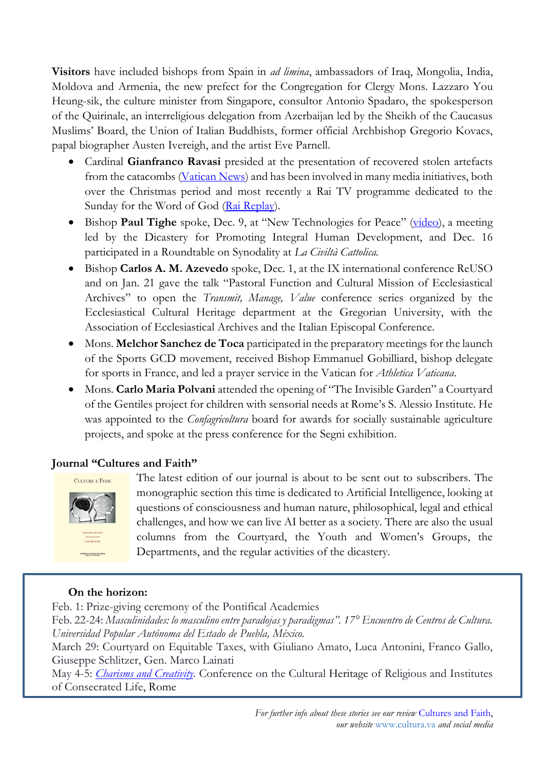**Visitors** have included bishops from Spain in *ad limina*, ambassadors of Iraq, Mongolia, India, Moldova and Armenia, the new prefect for the Congregation for Clergy Mons. Lazzaro You Heung-sik, the culture minister from Singapore, consultor Antonio Spadaro, the spokesperson of the Quirinale, an interreligious delegation from Azerbaijan led by the Sheikh of the Caucasus Muslims' Board, the Union of Italian Buddhists, former official Archbishop Gregorio Kovacs, papal biographer Austen Ivereigh, and the artist Eve Parnell.

- Cardinal **Gianfranco Ravasi** presided at the presentation of recovered stolen artefacts from the catacombs (Vatican News) and has been involved in many media initiatives, both over the Christmas period and most recently a Rai TV programme dedicated to the Sunday for the Word of God (Rai Replay).
- Bishop **Paul Tighe** spoke, Dec. 9, at "New Technologies for Peace" (video), a meeting led by the Dicastery for Promoting Integral Human Development, and Dec. 16 participated in a Roundtable on Synodality at *La Civiltà Cattolica.*
- Bishop **Carlos A. M. Azevedo** spoke, Dec. 1, at the IX international conference ReUSO and on Jan. 21 gave the talk "Pastoral Function and Cultural Mission of Ecclesiastical Archives" to open the *Transmit, Manage, Value* conference series organized by the Ecclesiastical Cultural Heritage department at the Gregorian University, with the Association of Ecclesiastical Archives and the Italian Episcopal Conference.
- Mons. **Melchor Sanchez de Toca** participated in the preparatory meetings for the launch of the Sports GCD movement, received Bishop Emmanuel Gobilliard, bishop delegate for sports in France, and led a prayer service in the Vatican for *Athletica Vaticana*.
- Mons. **Carlo Maria Polvani** attended the opening of "The Invisible Garden" a Courtyard of the Gentiles project for children with sensorial needs at Rome's S. Alessio Institute. He was appointed to the *Confagricoltura* board for awards for socially sustainable agriculture projects, and spoke at the press conference for the Segni exhibition.

**Journal "Cultures and Faith"**

The latest edition of our journal is about to be sent out to subscribers. The monographic section this time is dedicated to Artificial Intelligence, looking at questions of consciousness and human nature, philosophical, legal and ethical challenges, and how we can live AI better as a society. There are also the usual columns from the Courtyard, the Youth and Women's Groups, the Departments, and the regular activities of the dicastery.

**On the horizon:**

Feb. 1: Prize-giving ceremony of the Pontifical Academies
Feb. 22-24: *Masculinidades: lo masculino entre paradojas y paradigmas". 17° Encuentro de Centros de Cultura. Universidad Popular Autónoma del Estado de Puebla, México.*
March 29: Courtyard on Equitable Taxes, with Giuliano Amato, Luca Antonini, Franco Gallo, Giuseppe Schlitzer, Gen. Marco Lainati
May 4-5: *Charisms and Creativity*. Conference on the Cultural Heritage of Religious and Institutes of Consecrated Life, Rome

*For further info about these stories see our review* Cultures and Faith, *our website* www.cultura.va *and social media*